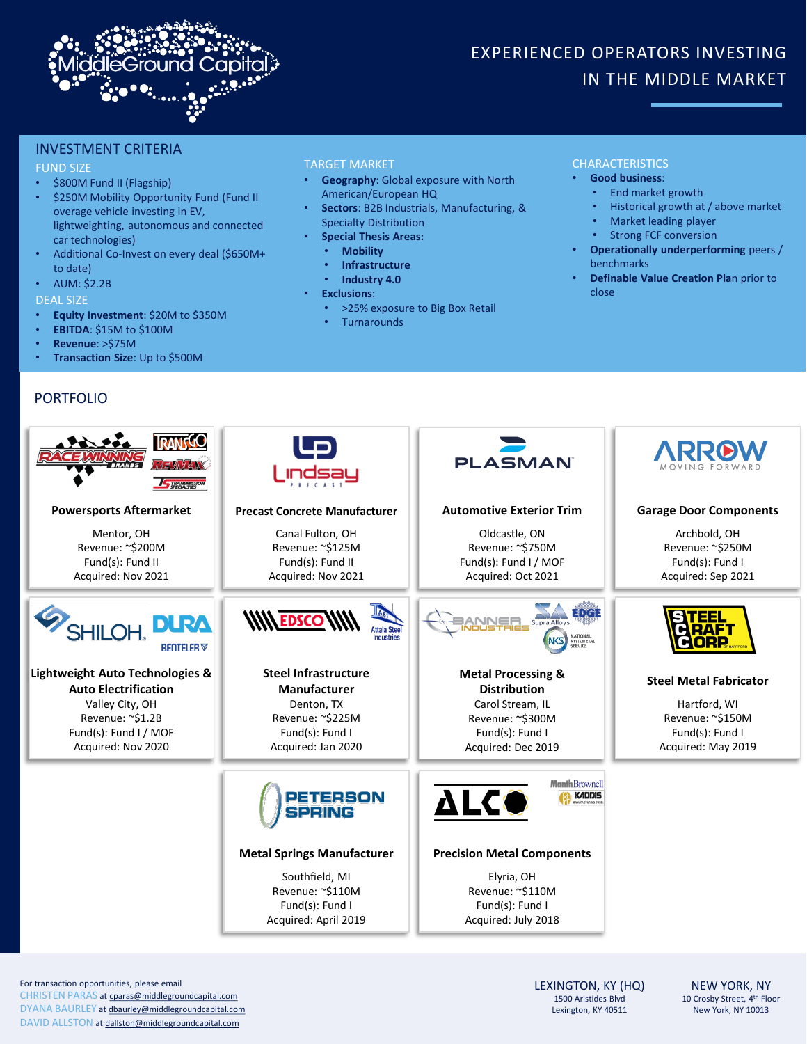# MiddleGround Capital

## EXPERIENCED OPERATORS INVESTING IN THE MIDDLE MARKET

## INVESTMENT CRITERIA

### FUND SIZE

- $800M Fund II (Flagship)
- $250M Mobility Opportunity Fund (Fund II overage vehicle investing in EV, lightweighting, autonomous and connected car technologies)
- Additional Co-Invest on every deal ($650M+ to date)
- AUM: $2.2B

### DEAL SIZE

- **Equity Investment**: $20M to $350M
- **EBITDA**: $15M to $100M
- **Revenue**: >$75M
- **Transaction Size**: Up to $500M

### TARGET MARKET

- **Geography**: Global exposure with North American/European HQ
- **Sectors**: B2B Industrials, Manufacturing, & Specialty Distribution
- **Special Thesis Areas:**
  - **Mobility**
  - **Infrastructure**
  - **Industry 4.0**
- **Exclusions**:
  - >25% exposure to Big Box Retail
  - Turnarounds

### CHARACTERISTICS

- **Good business**:
  - End market growth
  - Historical growth at / above market
  - Market leading player
  - Strong FCF conversion
- **Operationally underperforming** peers / benchmarks
- **Definable Value Creation Plan** prior to close

## PORTFOLIO

**Race Winning Brands / Transco / RevMax / Transmission Specialties**
**Powersports Aftermarket**
Mentor, OH
Revenue: ~$200M
Fund(s): Fund II
Acquired: Nov 2021

**Lindsay Precast**
**Precast Concrete Manufacturer**
Canal Fulton, OH
Revenue: ~$125M
Fund(s): Fund II
Acquired: Nov 2021

**Plasman**
**Automotive Exterior Trim**
Oldcastle, ON
Revenue: ~$750M
Fund(s): Fund I / MOF
Acquired: Oct 2021

**Arrow – Moving Forward**
**Garage Door Components**
Archbold, OH
Revenue: ~$250M
Fund(s): Fund I
Acquired: Sep 2021

**Shiloh / Dura / Benteler**
**Lightweight Auto Technologies & Auto Electrification**
Valley City, OH
Revenue: ~$1.2B
Fund(s): Fund I / MOF
Acquired: Nov 2020

**EDSCO / Attala Steel Industries**
**Steel Infrastructure Manufacturer**
Denton, TX
Revenue: ~$225M
Fund(s): Fund I
Acquired: Jan 2020

**Banner Industries / Supra Alloys / Edge / NKS National Kwikmetal Service**
**Metal Processing & Distribution**
Carol Stream, IL
Revenue: ~$300M
Fund(s): Fund I
Acquired: Dec 2019

**Steel Craft Corp of Hartford**
**Steel Metal Fabricator**
Hartford, WI
Revenue: ~$150M
Fund(s): Fund I
Acquired: May 2019

**Peterson Spring**
**Metal Springs Manufacturer**
Southfield, MI
Revenue: ~$110M
Fund(s): Fund I
Acquired: April 2019

**ALCO / Manth Brownell / Kaddis**
**Precision Metal Components**
Elyria, OH
Revenue: ~$110M
Fund(s): Fund I
Acquired: July 2018

---

For transaction opportunities, please email
CHRISTEN PARAS at cparas@middlegroundcapital.com
DYANA BAURLEY at dbaurley@middlegroundcapital.com
DAVID ALLSTON at dallston@middlegroundcapital.com

**LEXINGTON, KY (HQ)**
1500 Aristides Blvd
Lexington, KY 40511

**NEW YORK, NY**
10 Crosby Street, 4th Floor
New York, NY 10013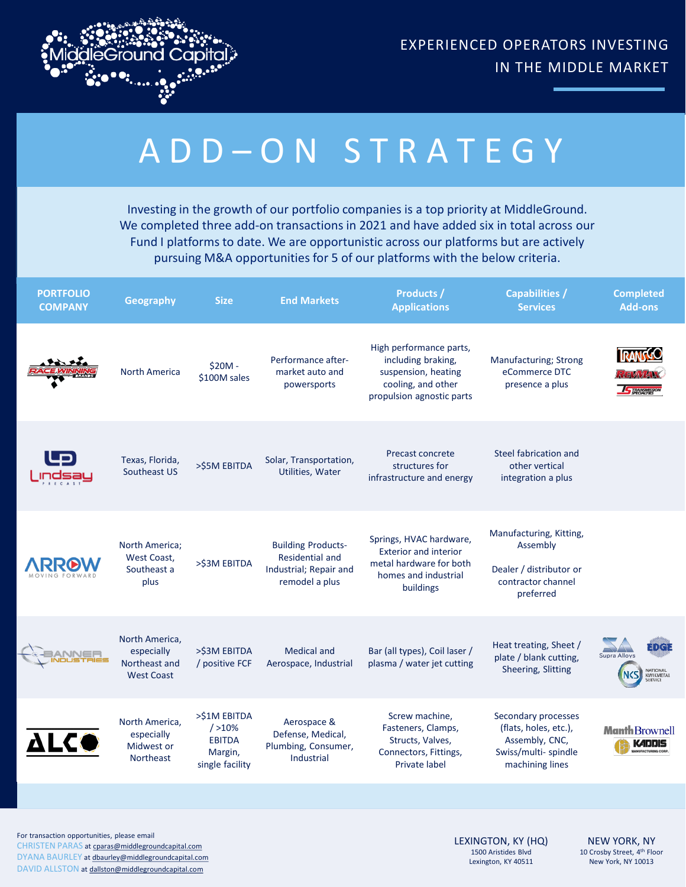MiddleGround Capital

EXPERIENCED OPERATORS INVESTING IN THE MIDDLE MARKET

# ADD–ON STRATEGY

Investing in the growth of our portfolio companies is a top priority at MiddleGround. We completed three add-on transactions in 2021 and have added six in total across our Fund I platforms to date. We are opportunistic across our platforms but are actively pursuing M&A opportunities for 5 of our platforms with the below criteria.

| PORTFOLIO COMPANY | Geography | Size | End Markets | Products / Applications | Capabilities / Services | Completed Add-ons |
|---|---|---|---|---|---|---|
| Race Winning Brands | North America | $20M - $100M sales | Performance after-market auto and powersports | High performance parts, including braking, suspension, heating cooling, and other propulsion agnostic parts | Manufacturing; Strong eCommerce DTC presence a plus | TransGo; RevMax; Transmission Specialties |
| Lindsay Precast | Texas, Florida, Southeast US | >$5M EBITDA | Solar, Transportation, Utilities, Water | Precast concrete structures for infrastructure and energy | Steel fabrication and other vertical integration a plus | |
| Arrow Moving Forward | North America; West Coast, Southeast a plus | >$3M EBITDA | Building Products- Residential and Industrial; Repair and remodel a plus | Springs, HVAC hardware, Exterior and interior metal hardware for both homes and industrial buildings | Manufacturing, Kitting, Assembly<br><br>Dealer / distributor or contractor channel preferred | |
| Banner Industries | North America, especially Northeast and West Coast | >$3M EBITDA / positive FCF | Medical and Aerospace, Industrial | Bar (all types), Coil laser / plasma / water jet cutting | Heat treating, Sheet / plate / blank cutting, Sheering, Slitting | Supra Alloys; Edge; National Kwikmetal Service |
| ALCO | North America, especially Midwest or Northeast | >$1M EBITDA / >10% EBITDA Margin, single facility | Aerospace & Defense, Medical, Plumbing, Consumer, Industrial | Screw machine, Fasteners, Clamps, Structs, Valves, Connectors, Fittings, Private label | Secondary processes (flats, holes, etc.), Assembly, CNC, Swiss/multi- spindle machining lines | Manth Brownell; Kaddis Manufacturing Corp. |

For transaction opportunities, please email
CHRISTEN PARAS at cparas@middlegroundcapital.com
DYANA BAURLEY at dbaurley@middlegroundcapital.com
DAVID ALLSTON at dallston@middlegroundcapital.com

LEXINGTON, KY (HQ)
1500 Aristides Blvd
Lexington, KY 40511

NEW YORK, NY
10 Crosby Street, 4th Floor
New York, NY 10013